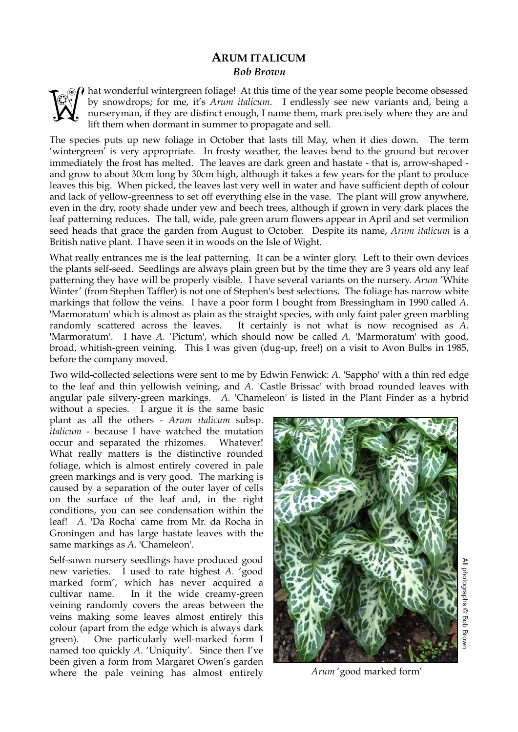# Arum italicum

***Bob Brown***

What wonderful wintergreen foliage! At this time of the year some people become obsessed by snowdrops; for me, it's *Arum italicum*. I endlessly see new variants and, being a nurseryman, if they are distinct enough, I name them, mark precisely where they are and lift them when dormant in summer to propagate and sell.

The species puts up new foliage in October that lasts till May, when it dies down. The term 'wintergreen' is very appropriate. In frosty weather, the leaves bend to the ground but recover immediately the frost has melted. The leaves are dark green and hastate - that is, arrow-shaped - and grow to about 30cm long by 30cm high, although it takes a few years for the plant to produce leaves this big. When picked, the leaves last very well in water and have sufficient depth of colour and lack of yellow-greenness to set off everything else in the vase. The plant will grow anywhere, even in the dry, rooty shade under yew and beech trees, although if grown in very dark places the leaf patterning reduces. The tall, wide, pale green arum flowers appear in April and set vermilion seed heads that grace the garden from August to October. Despite its name, *Arum italicum* is a British native plant. I have seen it in woods on the Isle of Wight.

What really entrances me is the leaf patterning. It can be a winter glory. Left to their own devices the plants self-seed. Seedlings are always plain green but by the time they are 3 years old any leaf patterning they have will be properly visible. I have several variants on the nursery. *Arum* 'White Winter' (from Stephen Taffler) is not one of Stephen's best selections. The foliage has narrow white markings that follow the veins. I have a poor form I bought from Bressingham in 1990 called *A.* 'Marmoratum' which is almost as plain as the straight species, with only faint paler green marbling randomly scattered across the leaves. It certainly is not what is now recognised as *A.* 'Marmoratum'. I have *A.* 'Pictum', which should now be called *A.* 'Marmoratum' with good, broad, whitish-green veining. This I was given (dug-up, free!) on a visit to Avon Bulbs in 1985, before the company moved.

Two wild-collected selections were sent to me by Edwin Fenwick: *A.* 'Sappho' with a thin red edge to the leaf and thin yellowish veining, and *A.* 'Castle Brissac' with broad rounded leaves with angular pale silvery-green markings. *A.* 'Chameleon' is listed in the Plant Finder as a hybrid without a species. I argue it is the same basic plant as all the others - *Arum italicum* subsp. *italicum* - because I have watched the mutation occur and separated the rhizomes. Whatever! What really matters is the distinctive rounded foliage, which is almost entirely covered in pale green markings and is very good. The marking is caused by a separation of the outer layer of cells on the surface of the leaf and, in the right conditions, you can see condensation within the leaf! *A.* 'Da Rocha' came from Mr. da Rocha in Groningen and has large hastate leaves with the same markings as *A.* 'Chameleon'.

Self-sown nursery seedlings have produced good new varieties. I used to rate highest *A.* 'good marked form', which has never acquired a cultivar name. In it the wide creamy-green veining randomly covers the areas between the veins making some leaves almost entirely this colour (apart from the edge which is always dark green). One particularly well-marked form I named too quickly *A.* 'Uniquity'. Since then I've been given a form from Margaret Owen's garden where the pale veining has almost entirely

*Arum* 'good marked form'

All photographs © Bob Brown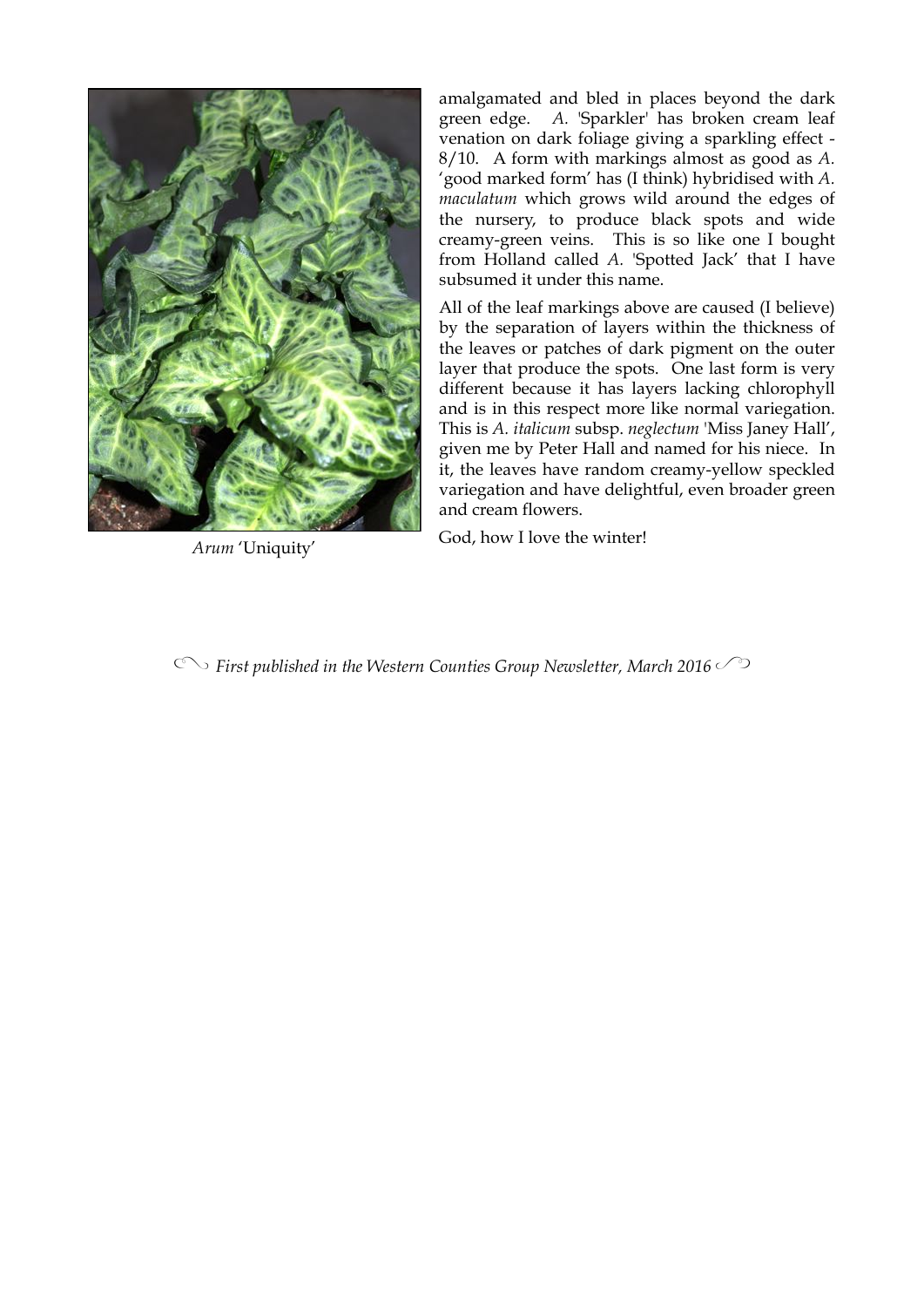amalgamated and bled in places beyond the dark green edge. *A.* 'Sparkler' has broken cream leaf venation on dark foliage giving a sparkling effect - 8/10. A form with markings almost as good as *A.* 'good marked form' has (I think) hybridised with *A. maculatum* which grows wild around the edges of the nursery, to produce black spots and wide creamy-green veins. This is so like one I bought from Holland called *A.* 'Spotted Jack' that I have subsumed it under this name.

All of the leaf markings above are caused (I believe) by the separation of layers within the thickness of the leaves or patches of dark pigment on the outer layer that produce the spots. One last form is very different because it has layers lacking chlorophyll and is in this respect more like normal variegation. This is *A. italicum* subsp. *neglectum* 'Miss Janey Hall', given me by Peter Hall and named for his niece. In it, the leaves have random creamy-yellow speckled variegation and have delightful, even broader green and cream flowers.

God, how I love the winter!

*Arum* 'Uniquity'

*First published in the Western Counties Group Newsletter, March 2016*